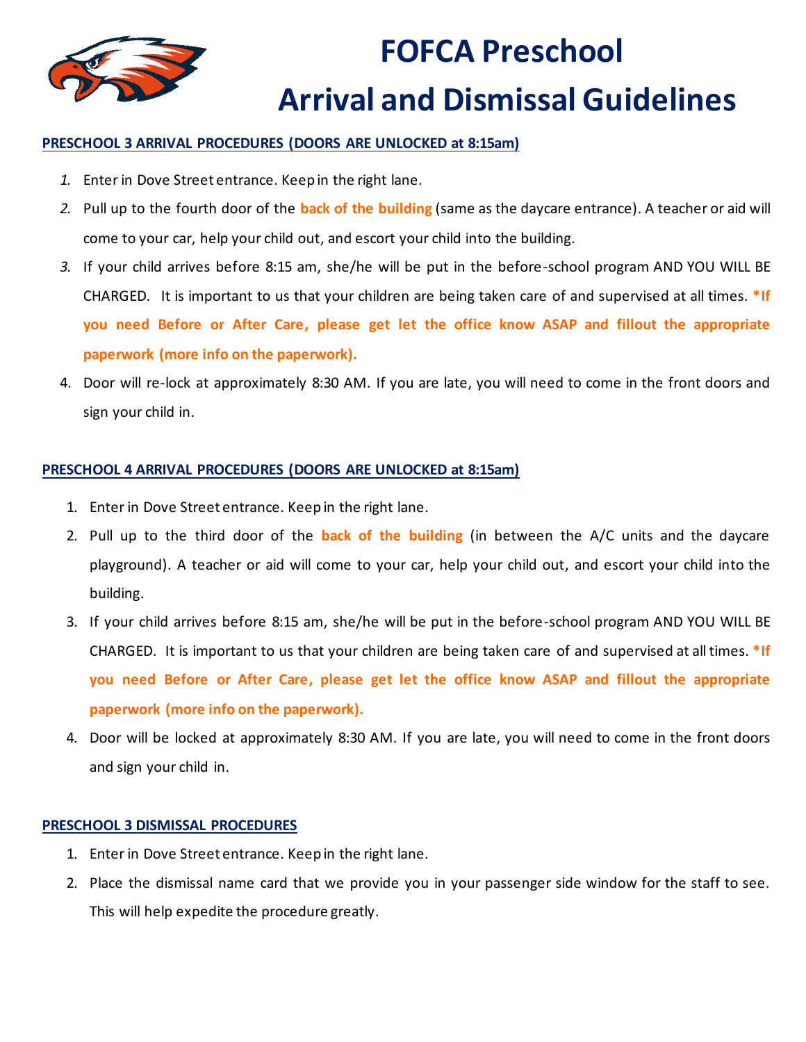# FOFCA Preschool
# Arrival and Dismissal Guidelines

**PRESCHOOL 3 ARRIVAL PROCEDURES (DOORS ARE UNLOCKED at 8:15am)**

1. Enter in Dove Street entrance. Keep in the right lane.
2. Pull up to the fourth door of the **back of the building** (same as the daycare entrance). A teacher or aid will come to your car, help your child out, and escort your child into the building.
3. If your child arrives before 8:15 am, she/he will be put in the before-school program AND YOU WILL BE CHARGED. It is important to us that your children are being taken care of and supervised at all times. ***If you need Before or After Care, please get let the office know ASAP and fillout the appropriate paperwork (more info on the paperwork).**
4. Door will re-lock at approximately 8:30 AM. If you are late, you will need to come in the front doors and sign your child in.

**PRESCHOOL 4 ARRIVAL PROCEDURES (DOORS ARE UNLOCKED at 8:15am)**

1. Enter in Dove Street entrance. Keep in the right lane.
2. Pull up to the third door of the **back of the building** (in between the A/C units and the daycare playground). A teacher or aid will come to your car, help your child out, and escort your child into the building.
3. If your child arrives before 8:15 am, she/he will be put in the before-school program AND YOU WILL BE CHARGED. It is important to us that your children are being taken care of and supervised at all times. ***If you need Before or After Care, please get let the office know ASAP and fillout the appropriate paperwork (more info on the paperwork).**
4. Door will be locked at approximately 8:30 AM. If you are late, you will need to come in the front doors and sign your child in.

**PRESCHOOL 3 DISMISSAL PROCEDURES**

1. Enter in Dove Street entrance. Keep in the right lane.
2. Place the dismissal name card that we provide you in your passenger side window for the staff to see. This will help expedite the procedure greatly.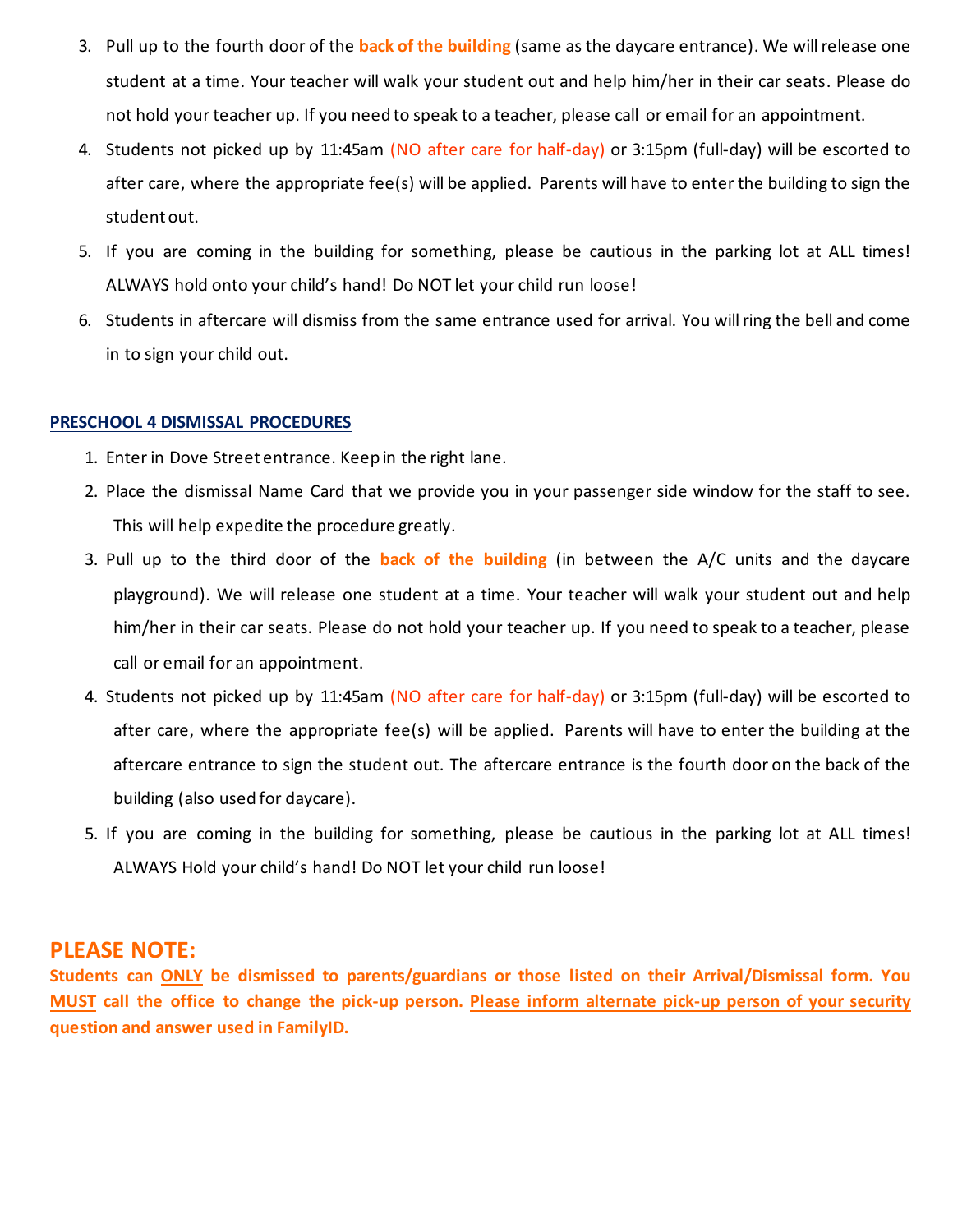3. Pull up to the fourth door of the **back of the building** (same as the daycare entrance). We will release one student at a time. Your teacher will walk your student out and help him/her in their car seats. Please do not hold your teacher up. If you need to speak to a teacher, please call or email for an appointment.
4. Students not picked up by 11:45am (NO after care for half-day) or 3:15pm (full-day) will be escorted to after care, where the appropriate fee(s) will be applied. Parents will have to enter the building to sign the student out.
5. If you are coming in the building for something, please be cautious in the parking lot at ALL times! ALWAYS hold onto your child's hand! Do NOT let your child run loose!
6. Students in aftercare will dismiss from the same entrance used for arrival. You will ring the bell and come in to sign your child out.

## PRESCHOOL 4 DISMISSAL PROCEDURES

1. Enter in Dove Street entrance. Keep in the right lane.
2. Place the dismissal Name Card that we provide you in your passenger side window for the staff to see. This will help expedite the procedure greatly.
3. Pull up to the third door of the **back of the building** (in between the A/C units and the daycare playground). We will release one student at a time. Your teacher will walk your student out and help him/her in their car seats. Please do not hold your teacher up. If you need to speak to a teacher, please call or email for an appointment.
4. Students not picked up by 11:45am (NO after care for half-day) or 3:15pm (full-day) will be escorted to after care, where the appropriate fee(s) will be applied. Parents will have to enter the building at the aftercare entrance to sign the student out. The aftercare entrance is the fourth door on the back of the building (also used for daycare).
5. If you are coming in the building for something, please be cautious in the parking lot at ALL times! ALWAYS Hold your child's hand! Do NOT let your child run loose!

## PLEASE NOTE:

**Students can ONLY be dismissed to parents/guardians or those listed on their Arrival/Dismissal form. You MUST call the office to change the pick-up person. Please inform alternate pick-up person of your security question and answer used in FamilyID.**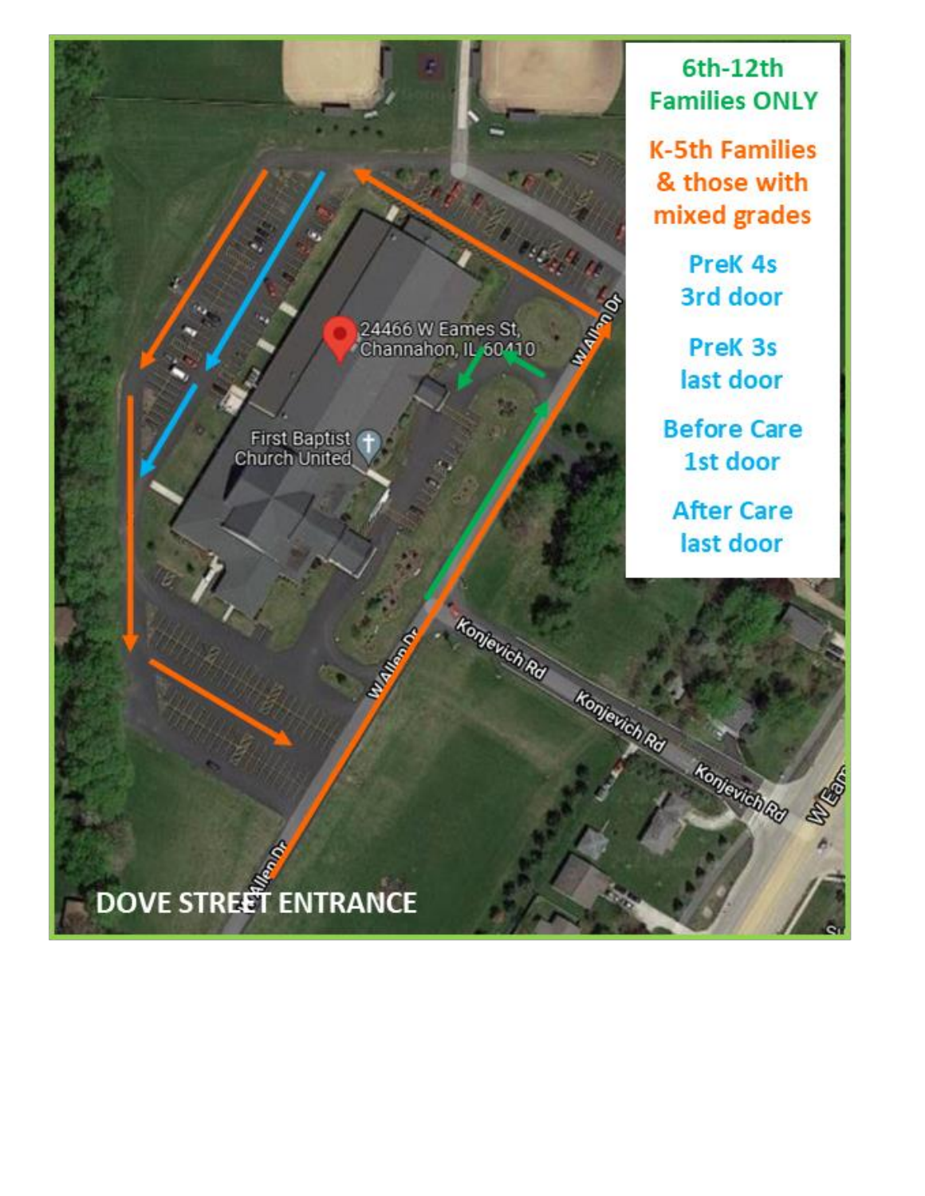6th-12th Families ONLY

K-5th Families & those with mixed grades

PreK 4s 3rd door

PreK 3s last door

Before Care 1st door

After Care last door

24466 W Eames St, Channahon, IL 60410

First Baptist Church United

W Allen Dr

Konjevich Rd

W Eames St

DOVE STREET ENTRANCE